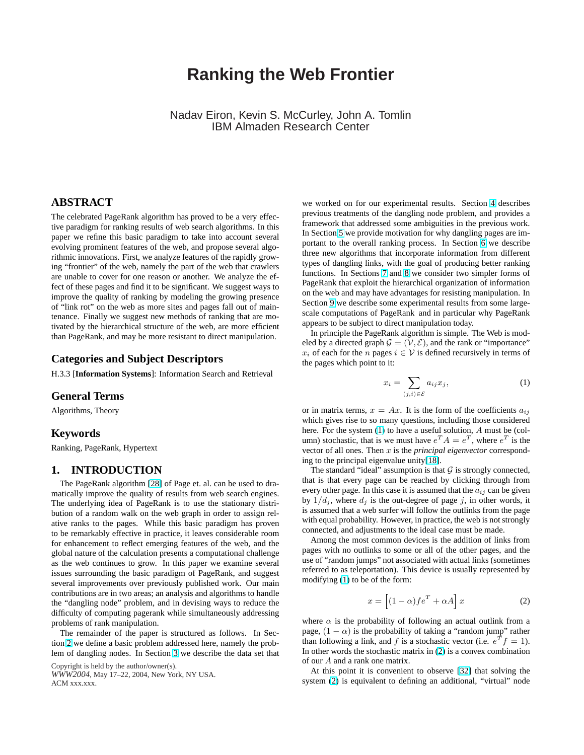# Ranking the Web Frontier

Nadav Eiron, Kevin S. McCurley, John A. Tomlin
IBM Almaden Research Center

## ABSTRACT

The celebrated PageRank algorithm has proved to be a very effective paradigm for ranking results of web search algorithms. In this paper we refine this basic paradigm to take into account several evolving prominent features of the web, and propose several algorithmic innovations. First, we analyze features of the rapidly growing "frontier" of the web, namely the part of the web that crawlers are unable to cover for one reason or another. We analyze the effect of these pages and find it to be significant. We suggest ways to improve the quality of ranking by modeling the growing presence of "link rot" on the web as more sites and pages fall out of maintenance. Finally we suggest new methods of ranking that are motivated by the hierarchical structure of the web, are more efficient than PageRank, and may be more resistant to direct manipulation.

## Categories and Subject Descriptors

H.3.3 [**Information Systems**]: Information Search and Retrieval

## General Terms

Algorithms, Theory

## Keywords

Ranking, PageRank, Hypertext

## 1. INTRODUCTION

The PageRank algorithm [28] of Page et. al. can be used to dramatically improve the quality of results from web search engines. The underlying idea of PageRank is to use the stationary distribution of a random walk on the web graph in order to assign relative ranks to the pages. While this basic paradigm has proven to be remarkably effective in practice, it leaves considerable room for enhancement to reflect emerging features of the web, and the global nature of the calculation presents a computational challenge as the web continues to grow. In this paper we examine several issues surrounding the basic paradigm of PageRank, and suggest several improvements over previously published work. Our main contributions are in two areas; an analysis and algorithms to handle the "dangling node" problem, and in devising ways to reduce the difficulty of computing pagerank while simultaneously addressing problems of rank manipulation.

The remainder of the paper is structured as follows. In Section 2 we define a basic problem addressed here, namely the problem of dangling nodes. In Section 3 we describe the data set that we worked on for our experimental results. Section 4 describes previous treatments of the dangling node problem, and provides a framework that addressed some ambiguities in the previous work. In Section 5 we provide motivation for why dangling pages are important to the overall ranking process. In Section 6 we describe three new algorithms that incorporate information from different types of dangling links, with the goal of producing better ranking functions. In Sections 7 and 8 we consider two simpler forms of PageRank that exploit the hierarchical organization of information on the web and may have advantages for resisting manipulation. In Section 9 we describe some experimental results from some large-scale computations of PageRank and in particular why PageRank appears to be subject to direct manipulation today.

In principle the PageRank algorithm is simple. The Web is modeled by a directed graph $\mathcal{G} = (\mathcal{V}, \mathcal{E})$, and the rank or "importance" $x_i$ of each for the $n$ pages $i \in \mathcal{V}$ is defined recursively in terms of the pages which point to it:

$$x_i = \sum_{(j,i) \in \mathcal{E}} a_{ij} x_j, \tag{1}$$

or in matrix terms, $x = Ax$. It is the form of the coefficients $a_{ij}$ which gives rise to so many questions, including those considered here. For the system (1) to have a useful solution, $A$ must be (column) stochastic, that is we must have $e^T A = e^T$, where $e^T$ is the vector of all ones. Then $x$ is the *principal eigenvector* corresponding to the principal eigenvalue unity[18].

The standard "ideal" assumption is that $\mathcal{G}$ is strongly connected, that is that every page can be reached by clicking through from every other page. In this case it is assumed that the $a_{ij}$ can be given by $1/d_j$, where $d_j$ is the out-degree of page $j$, in other words, it is assumed that a web surfer will follow the outlinks from the page with equal probability. However, in practice, the web is not strongly connected, and adjustments to the ideal case must be made.

Among the most common devices is the addition of links from pages with no outlinks to some or all of the other pages, and the use of "random jumps" not associated with actual links (sometimes referred to as teleportation). This device is usually represented by modifying (1) to be of the form:

$$x = \left[ (1 - \alpha) f e^T + \alpha A \right] x \tag{2}$$

where $\alpha$ is the probability of following an actual outlink from a page, $(1 - \alpha)$ is the probability of taking a "random jump" rather than following a link, and $f$ is a stochastic vector (i.e. $e^T f = 1$). In other words the stochastic matrix in (2) is a convex combination of our $A$ and a rank one matrix.

At this point it is convenient to observe [32] that solving the system (2) is equivalent to defining an additional, "virtual" node

Copyright is held by the author/owner(s).
*WWW2004*, May 17–22, 2004, New York, NY USA.
ACM xxx.xxx.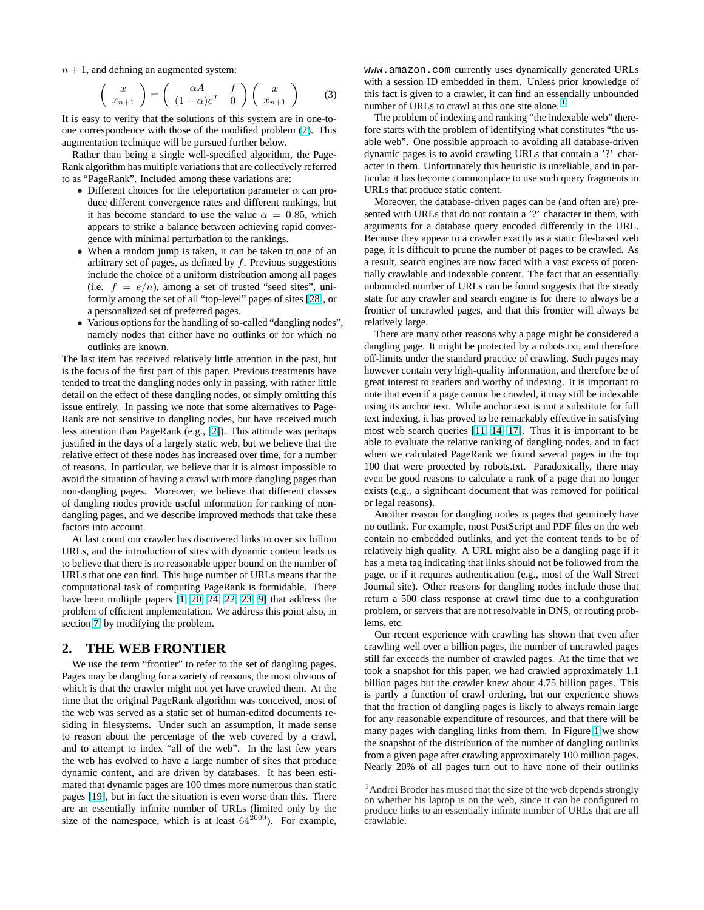$n + 1$, and defining an augmented system:

$$\begin{pmatrix} x \\ x_{n+1} \end{pmatrix} = \begin{pmatrix} \alpha A & f \\ (1-\alpha)e^T & 0 \end{pmatrix} \begin{pmatrix} x \\ x_{n+1} \end{pmatrix} \tag{3}$$

It is easy to verify that the solutions of this system are in one-to-one correspondence with those of the modified problem (2). This augmentation technique will be pursued further below.

Rather than being a single well-specified algorithm, the PageRank algorithm has multiple variations that are collectively referred to as "PageRank". Included among these variations are:

- Different choices for the teleportation parameter $\alpha$ can produce different convergence rates and different rankings, but it has become standard to use the value $\alpha = 0.85$, which appears to strike a balance between achieving rapid convergence with minimal perturbation to the rankings.
- When a random jump is taken, it can be taken to one of an arbitrary set of pages, as defined by $f$. Previous suggestions include the choice of a uniform distribution among all pages (i.e. $f = e/n$), among a set of trusted "seed sites", uniformly among the set of all "top-level" pages of sites [28], or a personalized set of preferred pages.
- Various options for the handling of so-called "dangling nodes", namely nodes that either have no outlinks or for which no outlinks are known.

The last item has received relatively little attention in the past, but is the focus of the first part of this paper. Previous treatments have tended to treat the dangling nodes only in passing, with rather little detail on the effect of these dangling nodes, or simply omitting this issue entirely. In passing we note that some alternatives to PageRank are not sensitive to dangling nodes, but have received much less attention than PageRank (e.g., [2]). This attitude was perhaps justified in the days of a largely static web, but we believe that the relative effect of these nodes has increased over time, for a number of reasons. In particular, we believe that it is almost impossible to avoid the situation of having a crawl with more dangling pages than non-dangling pages. Moreover, we believe that different classes of dangling nodes provide useful information for ranking of non-dangling pages, and we describe improved methods that take these factors into account.

At last count our crawler has discovered links to over six billion URLs, and the introduction of sites with dynamic content leads us to believe that there is no reasonable upper bound on the number of URLs that one can find. This huge number of URLs means that the computational task of computing PageRank is formidable. There have been multiple papers [1, 20, 24, 22, 23, 9] that address the problem of efficient implementation. We address this point also, in section 7, by modifying the problem.

## 2. THE WEB FRONTIER

We use the term "frontier" to refer to the set of dangling pages. Pages may be dangling for a variety of reasons, the most obvious of which is that the crawler might not yet have crawled them. At the time that the original PageRank algorithm was conceived, most of the web was served as a static set of human-edited documents residing in filesystems. Under such an assumption, it made sense to reason about the percentage of the web covered by a crawl, and to attempt to index "all of the web". In the last few years the web has evolved to have a large number of sites that produce dynamic content, and are driven by databases. It has been estimated that dynamic pages are 100 times more numerous than static pages [19], but in fact the situation is even worse than this. There are an essentially infinite number of URLs (limited only by the size of the namespace, which is at least $64^{2000}$). For example, `www.amazon.com` currently uses dynamically generated URLs with a session ID embedded in them. Unless prior knowledge of this fact is given to a crawler, it can find an essentially unbounded number of URLs to crawl at this one site alone. [1]

The problem of indexing and ranking "the indexable web" therefore starts with the problem of identifying what constitutes "the usable web". One possible approach to avoiding all database-driven dynamic pages is to avoid crawling URLs that contain a '?' character in them. Unfortunately this heuristic is unreliable, and in particular it has become commonplace to use such query fragments in URLs that produce static content.

Moreover, the database-driven pages can be (and often are) presented with URLs that do not contain a '?' character in them, with arguments for a database query encoded differently in the URL. Because they appear to a crawler exactly as a static file-based web page, it is difficult to prune the number of pages to be crawled. As a result, search engines are now faced with a vast excess of potentially crawlable and indexable content. The fact that an essentially unbounded number of URLs can be found suggests that the steady state for any crawler and search engine is for there to always be a frontier of uncrawled pages, and that this frontier will always be relatively large.

There are many other reasons why a page might be considered a dangling page. It might be protected by a robots.txt, and therefore off-limits under the standard practice of crawling. Such pages may however contain very high-quality information, and therefore be of great interest to readers and worthy of indexing. It is important to note that even if a page cannot be crawled, it may still be indexable using its anchor text. While anchor text is not a substitute for full text indexing, it has proved to be remarkably effective in satisfying most web search queries [11, 14, 17]. Thus it is important to be able to evaluate the relative ranking of dangling nodes, and in fact when we calculated PageRank we found several pages in the top 100 that were protected by robots.txt. Paradoxically, there may even be good reasons to calculate a rank of a page that no longer exists (e.g., a significant document that was removed for political or legal reasons).

Another reason for dangling nodes is pages that genuinely have no outlink. For example, most PostScript and PDF files on the web contain no embedded outlinks, and yet the content tends to be of relatively high quality. A URL might also be a dangling page if it has a meta tag indicating that links should not be followed from the page, or if it requires authentication (e.g., most of the Wall Street Journal site). Other reasons for dangling nodes include those that return a 500 class response at crawl time due to a configuration problem, or servers that are not resolvable in DNS, or routing problems, etc.

Our recent experience with crawling has shown that even after crawling well over a billion pages, the number of uncrawled pages still far exceeds the number of crawled pages. At the time that we took a snapshot for this paper, we had crawled approximately 1.1 billion pages but the crawler knew about 4.75 billion pages. This is partly a function of crawl ordering, but our experience shows that the fraction of dangling pages is likely to always remain large for any reasonable expenditure of resources, and that there will be many pages with dangling links from them. In Figure 1 we show the snapshot of the distribution of the number of dangling outlinks from a given page after crawling approximately 100 million pages. Nearly 20% of all pages turn out to have none of their outlinks

[1] Andrei Broder has mused that the size of the web depends strongly on whether his laptop is on the web, since it can be configured to produce links to an essentially infinite number of URLs that are all crawlable.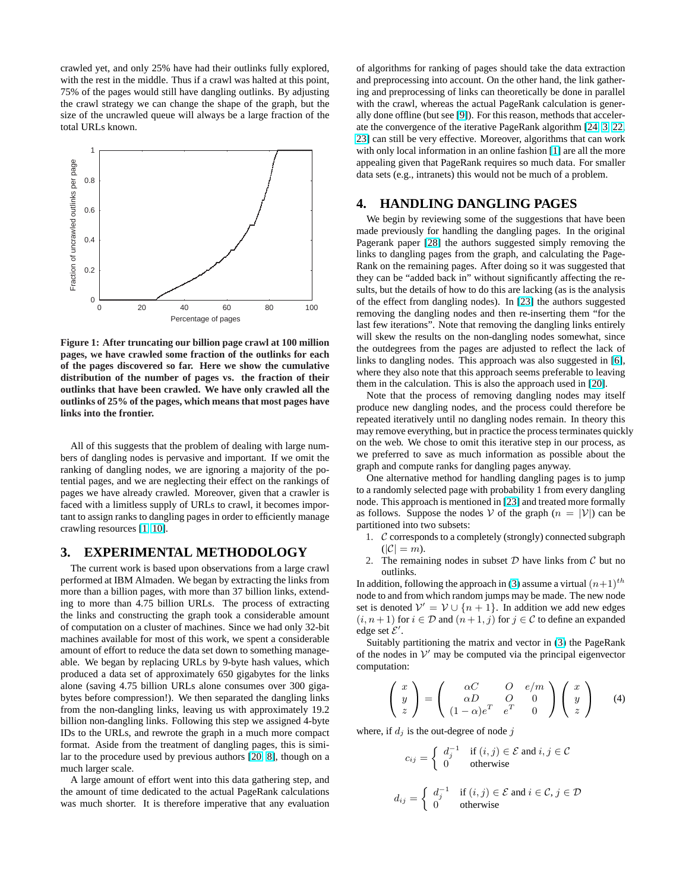crawled yet, and only 25% have had their outlinks fully explored, with the rest in the middle. Thus if a crawl was halted at this point, 75% of the pages would still have dangling outlinks. By adjusting the crawl strategy we can change the shape of the graph, but the size of the uncrawled queue will always be a large fraction of the total URLs known.

**Figure 1: After truncating our billion page crawl at 100 million pages, we have crawled some fraction of the outlinks for each of the pages discovered so far. Here we show the cumulative distribution of the number of pages vs. the fraction of their outlinks that have been crawled. We have only crawled all the outlinks of 25% of the pages, which means that most pages have links into the frontier.**

All of this suggests that the problem of dealing with large numbers of dangling nodes is pervasive and important. If we omit the ranking of dangling nodes, we are ignoring a majority of the potential pages, and we are neglecting their effect on the rankings of pages we have already crawled. Moreover, given that a crawler is faced with a limitless supply of URLs to crawl, it becomes important to assign ranks to dangling pages in order to efficiently manage crawling resources [1, 10].

# 3. EXPERIMENTAL METHODOLOGY

The current work is based upon observations from a large crawl performed at IBM Almaden. We began by extracting the links from more than a billion pages, with more than 37 billion links, extending to more than 4.75 billion URLs. The process of extracting the links and constructing the graph took a considerable amount of computation on a cluster of machines. Since we had only 32-bit machines available for most of this work, we spent a considerable amount of effort to reduce the data set down to something manageable. We began by replacing URLs by 9-byte hash values, which produced a data set of approximately 650 gigabytes for the links alone (saving 4.75 billion URLs alone consumes over 300 gigabytes before compression!). We then separated the dangling links from the non-dangling links, leaving us with approximately 19.2 billion non-dangling links. Following this step we assigned 4-byte IDs to the URLs, and rewrote the graph in a much more compact format. Aside from the treatment of dangling pages, this is similar to the procedure used by previous authors [20, 8], though on a much larger scale.

A large amount of effort went into this data gathering step, and the amount of time dedicated to the actual PageRank calculations was much shorter. It is therefore imperative that any evaluation of algorithms for ranking of pages should take the data extraction and preprocessing into account. On the other hand, the link gathering and preprocessing of links can theoretically be done in parallel with the crawl, whereas the actual PageRank calculation is generally done offline (but see [9]). For this reason, methods that accelerate the convergence of the iterative PageRank algorithm [24, 3, 22, 23] can still be very effective. Moreover, algorithms that can work with only local information in an online fashion [1] are all the more appealing given that PageRank requires so much data. For smaller data sets (e.g., intranets) this would not be much of a problem.

# 4. HANDLING DANGLING PAGES

We begin by reviewing some of the suggestions that have been made previously for handling the dangling pages. In the original Pagerank paper [28] the authors suggested simply removing the links to dangling pages from the graph, and calculating the PageRank on the remaining pages. After doing so it was suggested that they can be "added back in" without significantly affecting the results, but the details of how to do this are lacking (as is the analysis of the effect from dangling nodes). In [23] the authors suggested removing the dangling nodes and then re-inserting them "for the last few iterations". Note that removing the dangling links entirely will skew the results on the non-dangling nodes somewhat, since the outdegrees from the pages are adjusted to reflect the lack of links to dangling nodes. This approach was also suggested in [6], where they also note that this approach seems preferable to leaving them in the calculation. This is also the approach used in [20].

Note that the process of removing dangling nodes may itself produce new dangling nodes, and the process could therefore be repeated iteratively until no dangling nodes remain. In theory this may remove everything, but in practice the process terminates quickly on the web. We chose to omit this iterative step in our process, as we preferred to save as much information as possible about the graph and compute ranks for dangling pages anyway.

One alternative method for handling dangling pages is to jump to a randomly selected page with probability 1 from every dangling node. This approach is mentioned in [23] and treated more formally as follows. Suppose the nodes $\mathcal{V}$ of the graph ($n = |\mathcal{V}|$) can be partitioned into two subsets:

1. $\mathcal{C}$ corresponds to a completely (strongly) connected subgraph ($|\mathcal{C}| = m$).
2. The remaining nodes in subset $\mathcal{D}$ have links from $\mathcal{C}$ but no outlinks.

In addition, following the approach in (3) assume a virtual $(n+1)^{th}$ node to and from which random jumps may be made. The new node set is denoted $\mathcal{V}' = \mathcal{V} \cup \{n+1\}$. In addition we add new edges $(i, n+1)$ for $i \in \mathcal{D}$ and $(n+1, j)$ for $j \in \mathcal{C}$ to define an expanded edge set $\mathcal{E}'$.

Suitably partitioning the matrix and vector in (3) the PageRank of the nodes in $\mathcal{V}'$ may be computed via the principal eigenvector computation:

$$\begin{pmatrix} x \\ y \\ z \end{pmatrix} = \begin{pmatrix} \alpha C & O & e/m \\ \alpha D & O & 0 \\ (1-\alpha)e^T & e^T & 0 \end{pmatrix} \begin{pmatrix} x \\ y \\ z \end{pmatrix} \qquad (4)$$

where, if $d_j$ is the out-degree of node $j$

$$c_{ij} = \begin{cases} d_j^{-1} & \text{if } (i,j) \in \mathcal{E} \text{ and } i, j \in \mathcal{C} \\ 0 & \text{otherwise} \end{cases}$$

$$d_{ij} = \begin{cases} d_j^{-1} & \text{if } (i,j) \in \mathcal{E} \text{ and } i \in \mathcal{C}, j \in \mathcal{D} \\ 0 & \text{otherwise} \end{cases}$$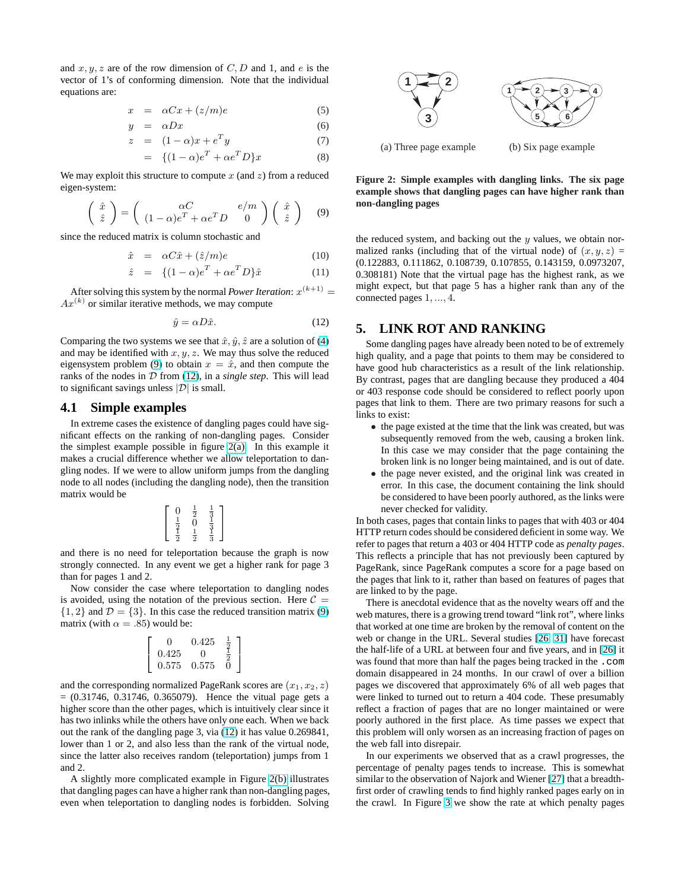and $x, y, z$ are of the row dimension of $C, D$ and 1, and $e$ is the vector of 1's of conforming dimension. Note that the individual equations are:

$$x = \alpha C x + (z/m)e \quad (5)$$

$$y = \alpha D x \quad (6)$$

$$z = (1-\alpha)x + e^T y \quad (7)$$

$$= \{(1-\alpha)e^T + \alpha e^T D\}x \quad (8)$$

We may exploit this structure to compute $x$ (and $z$) from a reduced eigen-system:

$$\begin{pmatrix} \hat{x} \\ \hat{z} \end{pmatrix} = \begin{pmatrix} \alpha C & e/m \\ (1-\alpha)e^T + \alpha e^T D & 0 \end{pmatrix} \begin{pmatrix} \hat{x} \\ \hat{z} \end{pmatrix} \quad (9)$$

since the reduced matrix is column stochastic and

$$\hat{x} = \alpha C \hat{x} + (\hat{z}/m)e \quad (10)$$

$$\hat{z} = \{(1-\alpha)e^T + \alpha e^T D\}\hat{x} \quad (11)$$

After solving this system by the normal *Power Iteration*: $x^{(k+1)} = Ax^{(k)}$ or similar iterative methods, we may compute

$$\hat{y} = \alpha D \hat{x}. \quad (12)$$

Comparing the two systems we see that $\hat{x}, \hat{y}, \hat{z}$ are a solution of (4) and may be identified with $x, y, z$. We may thus solve the reduced eigensystem problem (9) to obtain $x = \hat{x}$, and then compute the ranks of the nodes in $\mathcal{D}$ from (12), in a *single step*. This will lead to significant savings unless $|\mathcal{D}|$ is small.

## 4.1 Simple examples

In extreme cases the existence of dangling pages could have significant effects on the ranking of non-dangling pages. Consider the simplest example possible in figure 2(a). In this example it makes a crucial difference whether we allow teleportation to dangling nodes. If we were to allow uniform jumps from the dangling node to all nodes (including the dangling node), then the transition matrix would be

$$\begin{bmatrix} 0 & \frac{1}{2} & \frac{1}{3} \\ \frac{1}{2} & 0 & \frac{1}{3} \\ \frac{1}{2} & \frac{1}{2} & \frac{1}{3} \end{bmatrix}$$

and there is no need for teleportation because the graph is now strongly connected. In any event we get a higher rank for page 3 than for pages 1 and 2.

Now consider the case where teleportation to dangling nodes is avoided, using the notation of the previous section. Here $\mathcal{C} = \{1, 2\}$ and $\mathcal{D} = \{3\}$. In this case the reduced transition matrix (9) matrix (with $\alpha = .85$) would be:

$$\begin{bmatrix} 0 & 0.425 & \frac{1}{2} \\ 0.425 & 0 & \frac{1}{2} \\ 0.575 & 0.575 & 0 \end{bmatrix}$$

and the corresponding normalized PageRank scores are $(x_1, x_2, z)$ = (0.31746, 0.31746, 0.365079). Hence the vitual page gets a higher score than the other pages, which is intuitively clear since it has two inlinks while the others have only one each. When we back out the rank of the dangling page 3, via (12) it has value 0.269841, lower than 1 or 2, and also less than the rank of the virtual node, since the latter also receives random (teleportation) jumps from 1 and 2.

A slightly more complicated example in Figure 2(b) illustrates that dangling pages can have a higher rank than non-dangling pages, even when teleportation to dangling nodes is forbidden. Solving the reduced system, and backing out the $y$ values, we obtain normalized ranks (including that of the virtual node) of $(x, y, z)$ = (0.122883, 0.111862, 0.108739, 0.107855, 0.143159, 0.0973207, 0.308181) Note that the virtual page has the highest rank, as we might expect, but that page 5 has a higher rank than any of the connected pages $1, \ldots, 4$.

(a) Three page example (b) Six page example

**Figure 2: Simple examples with dangling links. The six page example shows that dangling pages can have higher rank than non-dangling pages**

## 5. LINK ROT AND RANKING

Some dangling pages have already been noted to be of extremely high quality, and a page that points to them may be considered to have good hub characteristics as a result of the link relationship. By contrast, pages that are dangling because they produced a 404 or 403 response code should be considered to reflect poorly upon pages that link to them. There are two primary reasons for such a links to exist:

- the page existed at the time that the link was created, but was subsequently removed from the web, causing a broken link. In this case we may consider that the page containing the broken link is no longer being maintained, and is out of date.
- the page never existed, and the original link was created in error. In this case, the document containing the link should be considered to have been poorly authored, as the links were never checked for validity.

In both cases, pages that contain links to pages that with 403 or 404 HTTP return codes should be considered deficient in some way. We refer to pages that return a 403 or 404 HTTP code as *penalty pages*. This reflects a principle that has not previously been captured by PageRank, since PageRank computes a score for a page based on the pages that link to it, rather than based on features of pages that are linked to by the page.

There is anecdotal evidence that as the novelty wears off and the web matures, there is a growing trend toward "link rot", where links that worked at one time are broken by the removal of content on the web or change in the URL. Several studies [26, 31] have forecast the half-life of a URL at between four and five years, and in [26] it was found that more than half the pages being tracked in the `.com` domain disappeared in 24 months. In our crawl of over a billion pages we discovered that approximately 6% of all web pages that were linked to turned out to return a 404 code. These presumably reflect a fraction of pages that are no longer maintained or were poorly authored in the first place. As time passes we expect that this problem will only worsen as an increasing fraction of pages on the web fall into disrepair.

In our experiments we observed that as a crawl progresses, the percentage of penalty pages tends to increase. This is somewhat similar to the observation of Najork and Wiener [27] that a breadth-first order of crawling tends to find highly ranked pages early on in the crawl. In Figure 3 we show the rate at which penalty pages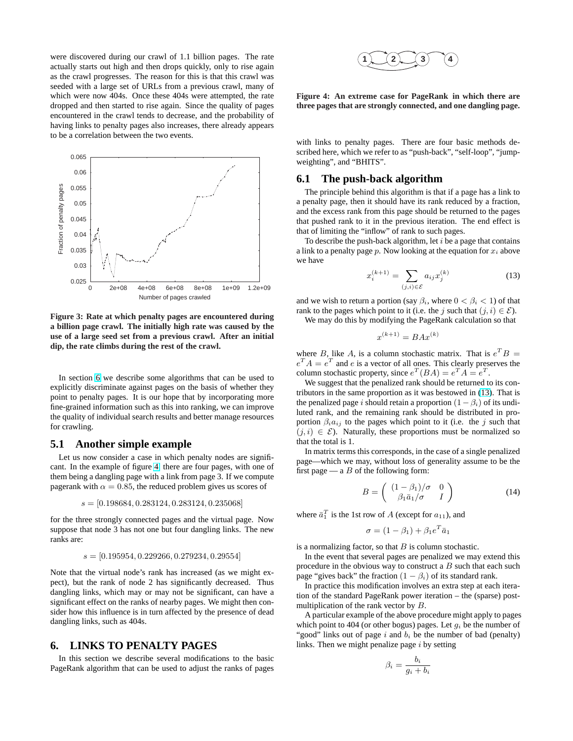were discovered during our crawl of 1.1 billion pages. The rate actually starts out high and then drops quickly, only to rise again as the crawl progresses. The reason for this is that this crawl was seeded with a large set of URLs from a previous crawl, many of which were now 404s. Once these 404s were attempted, the rate dropped and then started to rise again. Since the quality of pages encountered in the crawl tends to decrease, and the probability of having links to penalty pages also increases, there already appears to be a correlation between the two events.

**Figure 3: Rate at which penalty pages are encountered during a billion page crawl. The initially high rate was caused by the use of a large seed set from a previous crawl. After an initial dip, the rate climbs during the rest of the crawl.**

In section 6 we describe some algorithms that can be used to explicitly discriminate against pages on the basis of whether they point to penalty pages. It is our hope that by incorporating more fine-grained information such as this into ranking, we can improve the quality of individual search results and better manage resources for crawling.

## 5.1 Another simple example

Let us now consider a case in which penalty nodes are significant. In the example of figure 4, there are four pages, with one of them being a dangling page with a link from page 3. If we compute pagerank with $\alpha = 0.85$, the reduced problem gives us scores of

$$s = [0.198684, 0.283124, 0.283124, 0.235068]$$

for the three strongly connected pages and the virtual page. Now suppose that node 3 has not one but four dangling links. The new ranks are:

$$s = [0.195954, 0.229266, 0.279234, 0.29554]$$

Note that the virtual node's rank has increased (as we might expect), but the rank of node 2 has significantly decreased. Thus dangling links, which may or may not be significant, can have a significant effect on the ranks of nearby pages. We might then consider how this influence is in turn affected by the presence of dead dangling links, such as 404s.

# 6. LINKS TO PENALTY PAGES

In this section we describe several modifications to the basic PageRank algorithm that can be used to adjust the ranks of pages with links to penalty pages. There are four basic methods described here, which we refer to as "push-back", "self-loop", "jump-weighting", and "BHITS".

**Figure 4: An extreme case for PageRank in which there are three pages that are strongly connected, and one dangling page.**

## 6.1 The push-back algorithm

The principle behind this algorithm is that if a page has a link to a penalty page, then it should have its rank reduced by a fraction, and the excess rank from this page should be returned to the pages that pushed rank to it in the previous iteration. The end effect is that of limiting the "inflow" of rank to such pages.

To describe the push-back algorithm, let $i$ be a page that contains a link to a penalty page $p$. Now looking at the equation for $x_i$ above we have

$$x_i^{(k+1)} = \sum_{(j,i)\in\mathcal{E}} a_{ij} x_j^{(k)} \tag{13}$$

and we wish to return a portion (say $\beta_i$, where $0 < \beta_i < 1$) of that rank to the pages which point to it (i.e. the $j$ such that $(j, i) \in \mathcal{E}$).

We may do this by modifying the PageRank calculation so that

$$x^{(k+1)} = BAx^{(k)}$$

where $B$, like $A$, is a column stochastic matrix. That is $e^T B = e^T A = e^T$ and $e$ is a vector of all ones. This clearly preserves the column stochastic property, since $e^T(BA) = e^T A = e^T$.

We suggest that the penalized rank should be returned to its contributors in the same proportion as it was bestowed in (13). That is the penalized page $i$ should retain a proportion $(1 - \beta_i)$ of its undiluted rank, and the remaining rank should be distributed in proportion $\beta_i a_{ij}$ to the pages which point to it (i.e. the $j$ such that $(j, i) \in \mathcal{E}$). Naturally, these proportions must be normalized so that the total is 1.

In matrix terms this corresponds, in the case of a single penalized page—which we may, without loss of generality assume to be the first page — a $B$ of the following form:

$$B = \begin{pmatrix} (1-\beta_1)/\sigma & 0 \\ \beta_1 \bar{a}_1/\sigma & I \end{pmatrix} \tag{14}$$

where $\bar{a}_1^T$ is the 1st row of $A$ (except for $a_{11}$), and

$$\sigma = (1 - \beta_1) + \beta_1 e^T \bar{a}_1$$

is a normalizing factor, so that $B$ is column stochastic.

In the event that several pages are penalized we may extend this procedure in the obvious way to construct a $B$ such that each such page "gives back" the fraction $(1 - \beta_i)$ of its standard rank.

In practice this modification involves an extra step at each iteration of the standard PageRank power iteration – the (sparse) post-multiplication of the rank vector by $B$.

A particular example of the above procedure might apply to pages which point to 404 (or other bogus) pages. Let $g_i$ be the number of "good" links out of page $i$ and $b_i$ be the number of bad (penalty) links. Then we might penalize page $i$ by setting

$$\beta_i = \frac{b_i}{g_i + b_i}$$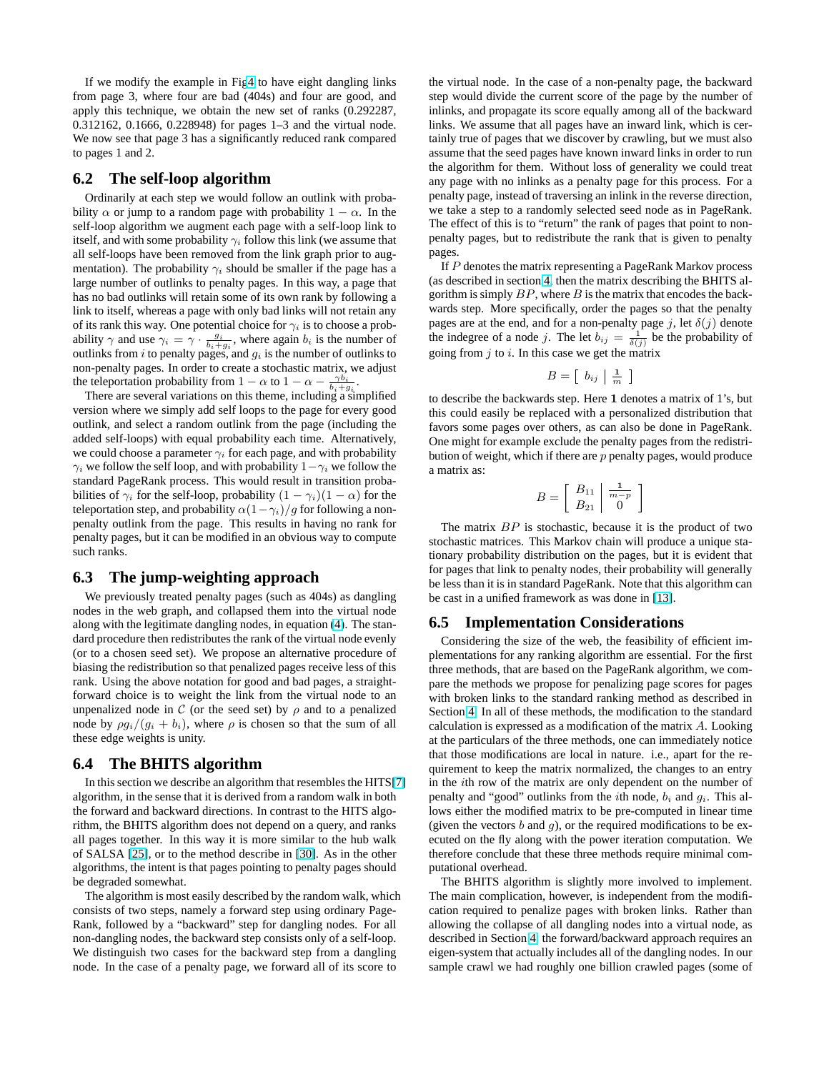If we modify the example in Fig4 to have eight dangling links from page 3, where four are bad (404s) and four are good, and apply this technique, we obtain the new set of ranks (0.292287, 0.312162, 0.1666, 0.228948) for pages 1–3 and the virtual node. We now see that page 3 has a significantly reduced rank compared to pages 1 and 2.

## 6.2 The self-loop algorithm

Ordinarily at each step we would follow an outlink with probability $\alpha$ or jump to a random page with probability $1-\alpha$. In the self-loop algorithm we augment each page with a self-loop link to itself, and with some probability $\gamma_i$ follow this link (we assume that all self-loops have been removed from the link graph prior to augmentation). The probability $\gamma_i$ should be smaller if the page has a large number of outlinks to penalty pages. In this way, a page that has no bad outlinks will retain some of its own rank by following a link to itself, whereas a page with only bad links will not retain any of its rank this way. One potential choice for $\gamma_i$ is to choose a probability $\gamma$ and use $\gamma_i = \gamma \cdot \frac{g_i}{b_i+g_i}$, where again $b_i$ is the number of outlinks from $i$ to penalty pages, and $g_i$ is the number of outlinks to non-penalty pages. In order to create a stochastic matrix, we adjust the teleportation probability from $1-\alpha$ to $1-\alpha-\frac{\gamma b_i}{b_i+g_i}$.

There are several variations on this theme, including a simplified version where we simply add self loops to the page for every good outlink, and select a random outlink from the page (including the added self-loops) with equal probability each time. Alternatively, we could choose a parameter $\gamma_i$ for each page, and with probability $\gamma_i$ we follow the self loop, and with probability $1-\gamma_i$ we follow the standard PageRank process. This would result in transition probabilities of $\gamma_i$ for the self-loop, probability $(1-\gamma_i)(1-\alpha)$ for the teleportation step, and probability $\alpha(1-\gamma_i)/g$ for following a non-penalty outlink from the page. This results in having no rank for penalty pages, but it can be modified in an obvious way to compute such ranks.

## 6.3 The jump-weighting approach

We previously treated penalty pages (such as 404s) as dangling nodes in the web graph, and collapsed them into the virtual node along with the legitimate dangling nodes, in equation (4). The standard procedure then redistributes the rank of the virtual node evenly (or to a chosen seed set). We propose an alternative procedure of biasing the redistribution so that penalized pages receive less of this rank. Using the above notation for good and bad pages, a straightforward choice is to weight the link from the virtual node to an unpenalized node in $\mathcal{C}$ (or the seed set) by $\rho$ and to a penalized node by $\rho g_i/(g_i+b_i)$, where $\rho$ is chosen so that the sum of all these edge weights is unity.

## 6.4 The BHITS algorithm

In this section we describe an algorithm that resembles the HITS[7] algorithm, in the sense that it is derived from a random walk in both the forward and backward directions. In contrast to the HITS algorithm, the BHITS algorithm does not depend on a query, and ranks all pages together. In this way it is more similar to the hub walk of SALSA [25], or to the method describe in [30]. As in the other algorithms, the intent is that pages pointing to penalty pages should be degraded somewhat.

The algorithm is most easily described by the random walk, which consists of two steps, namely a forward step using ordinary PageRank, followed by a "backward" step for dangling nodes. For all non-dangling nodes, the backward step consists only of a self-loop. We distinguish two cases for the backward step from a dangling node. In the case of a penalty page, we forward all of its score to the virtual node. In the case of a non-penalty page, the backward step would divide the current score of the page by the number of inlinks, and propagate its score equally among all of the backward links. We assume that all pages have an inward link, which is certainly true of pages that we discover by crawling, but we must also assume that the seed pages have known inward links in order to run the algorithm for them. Without loss of generality we could treat any page with no inlinks as a penalty page for this process. For a penalty page, instead of traversing an inlink in the reverse direction, we take a step to a randomly selected seed node as in PageRank. The effect of this is to "return" the rank of pages that point to non-penalty pages, but to redistribute the rank that is given to penalty pages.

If $P$ denotes the matrix representing a PageRank Markov process (as described in section 4, then the matrix describing the BHITS algorithm is simply $BP$, where $B$ is the matrix that encodes the backwards step. More specifically, order the pages so that the penalty pages are at the end, and for a non-penalty page $j$, let $\delta(j)$ denote the indegree of a node $j$. The let $b_{ij} = \frac{1}{\delta(j)}$ be the probability of going from $j$ to $i$. In this case we get the matrix

$$B = \left[\begin{array}{c|c} b_{ij} & \frac{\mathbf{1}}{m} \end{array}\right]$$

to describe the backwards step. Here $\mathbf{1}$ denotes a matrix of 1's, but this could easily be replaced with a personalized distribution that favors some pages over others, as can also be done in PageRank. One might for example exclude the penalty pages from the redistribution of weight, which if there are $p$ penalty pages, would produce a matrix as:

$$B = \left[\begin{array}{c|c} B_{11} & \frac{\mathbf{1}}{m-p} \\ B_{21} & 0 \end{array}\right]$$

The matrix $BP$ is stochastic, because it is the product of two stochastic matrices. This Markov chain will produce a unique stationary probability distribution on the pages, but it is evident that for pages that link to penalty nodes, their probability will generally be less than it is in standard PageRank. Note that this algorithm can be cast in a unified framework as was done in [13].

## 6.5 Implementation Considerations

Considering the size of the web, the feasibility of efficient implementations for any ranking algorithm are essential. For the first three methods, that are based on the PageRank algorithm, we compare the methods we propose for penalizing page scores for pages with broken links to the standard ranking method as described in Section 4. In all of these methods, the modification to the standard calculation is expressed as a modification of the matrix $A$. Looking at the particulars of the three methods, one can immediately notice that those modifications are local in nature. i.e., apart for the requirement to keep the matrix normalized, the changes to an entry in the $i$th row of the matrix are only dependent on the number of penalty and "good" outlinks from the $i$th node, $b_i$ and $g_i$. This allows either the modified matrix to be pre-computed in linear time (given the vectors $b$ and $g$), or the required modifications to be executed on the fly along with the power iteration computation. We therefore conclude that these three methods require minimal computational overhead.

The BHITS algorithm is slightly more involved to implement. The main complication, however, is independent from the modification required to penalize pages with broken links. Rather than allowing the collapse of all dangling nodes into a virtual node, as described in Section 4, the forward/backward approach requires an eigen-system that actually includes all of the dangling nodes. In our sample crawl we had roughly one billion crawled pages (some of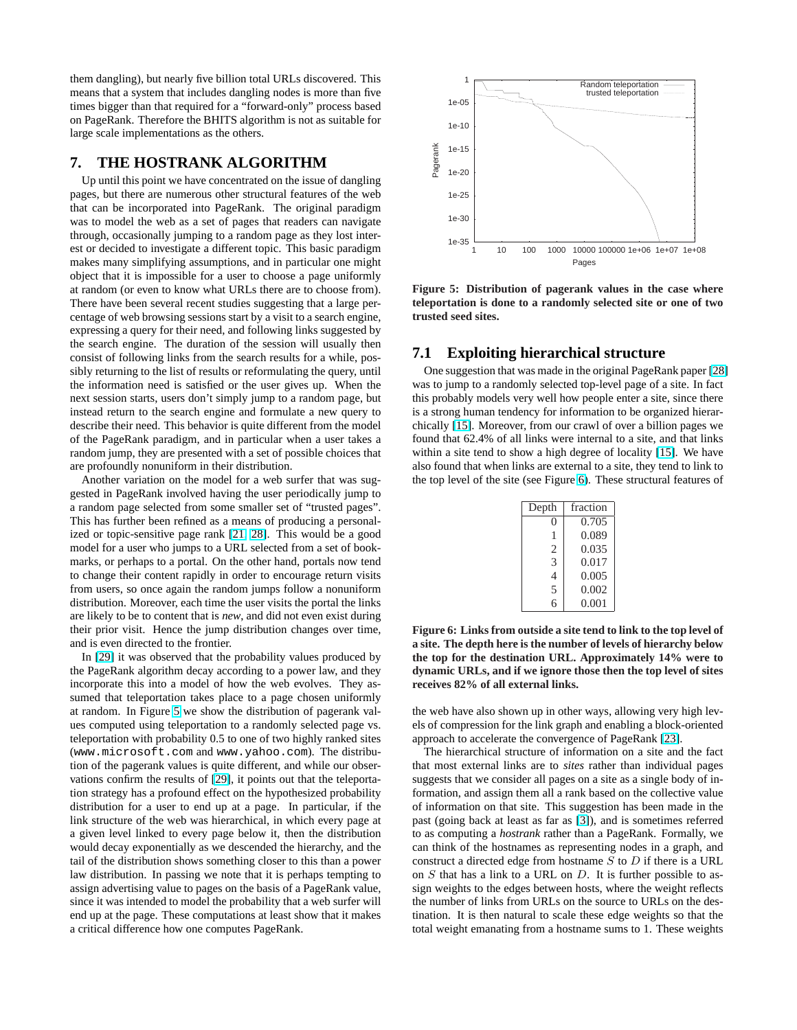them dangling), but nearly five billion total URLs discovered. This means that a system that includes dangling nodes is more than five times bigger than that required for a "forward-only" process based on PageRank. Therefore the BHITS algorithm is not as suitable for large scale implementations as the others.

# 7. THE HOSTRANK ALGORITHM

Up until this point we have concentrated on the issue of dangling pages, but there are numerous other structural features of the web that can be incorporated into PageRank. The original paradigm was to model the web as a set of pages that readers can navigate through, occasionally jumping to a random page as they lost interest or decided to investigate a different topic. This basic paradigm makes many simplifying assumptions, and in particular one might object that it is impossible for a user to choose a page uniformly at random (or even to know what URLs there are to choose from). There have been several recent studies suggesting that a large percentage of web browsing sessions start by a visit to a search engine, expressing a query for their need, and following links suggested by the search engine. The duration of the session will usually then consist of following links from the search results for a while, possibly returning to the list of results or reformulating the query, until the information need is satisfied or the user gives up. When the next session starts, users don't simply jump to a random page, but instead return to the search engine and formulate a new query to describe their need. This behavior is quite different from the model of the PageRank paradigm, and in particular when a user takes a random jump, they are presented with a set of possible choices that are profoundly nonuniform in their distribution.

Another variation on the model for a web surfer that was suggested in PageRank involved having the user periodically jump to a random page selected from some smaller set of "trusted pages". This has further been refined as a means of producing a personalized or topic-sensitive page rank [21, 28]. This would be a good model for a user who jumps to a URL selected from a set of bookmarks, or perhaps to a portal. On the other hand, portals now tend to change their content rapidly in order to encourage return visits from users, so once again the random jumps follow a nonuniform distribution. Moreover, each time the user visits the portal the links are likely to be to content that is *new*, and did not even exist during their prior visit. Hence the jump distribution changes over time, and is even directed to the frontier.

In [29] it was observed that the probability values produced by the PageRank algorithm decay according to a power law, and they incorporate this into a model of how the web evolves. They assumed that teleportation takes place to a page chosen uniformly at random. In Figure 5 we show the distribution of pagerank values computed using teleportation to a randomly selected page vs. teleportation with probability 0.5 to one of two highly ranked sites (`www.microsoft.com` and `www.yahoo.com`). The distribution of the pagerank values is quite different, and while our observations confirm the results of [29], it points out that the teleportation strategy has a profound effect on the hypothesized probability distribution for a user to end up at a page. In particular, if the link structure of the web was hierarchical, in which every page at a given level linked to every page below it, then the distribution would decay exponentially as we descended the hierarchy, and the tail of the distribution shows something closer to this than a power law distribution. In passing we note that it is perhaps tempting to assign advertising value to pages on the basis of a PageRank value, since it was intended to model the probability that a web surfer will end up at the page. These computations at least show that it makes a critical difference how one computes PageRank.

Random teleportation
trusted teleportation
Pagerank
1
1e-05
1e-10
1e-15
1e-20
1e-25
1e-30
1e-35
1 10 100 1000 10000 100000 1e+06 1e+07 1e+08
Pages

**Figure 5: Distribution of pagerank values in the case where teleportation is done to a randomly selected site or one of two trusted seed sites.**

## 7.1 Exploiting hierarchical structure

One suggestion that was made in the original PageRank paper [28] was to jump to a randomly selected top-level page of a site. In fact this probably models very well how people enter a site, since there is a strong human tendency for information to be organized hierarchically [15]. Moreover, from our crawl of over a billion pages we found that 62.4% of all links were internal to a site, and that links within a site tend to show a high degree of locality [15]. We have also found that when links are external to a site, they tend to link to the top level of the site (see Figure 6). These structural features of

| Depth | fraction |
|---|---|
| 0 | 0.705 |
| 1 | 0.089 |
| 2 | 0.035 |
| 3 | 0.017 |
| 4 | 0.005 |
| 5 | 0.002 |
| 6 | 0.001 |

**Figure 6: Links from outside a site tend to link to the top level of a site. The depth here is the number of levels of hierarchy below the top for the destination URL. Approximately 14% were to dynamic URLs, and if we ignore those then the top level of sites receives 82% of all external links.**

the web have also shown up in other ways, allowing very high levels of compression for the link graph and enabling a block-oriented approach to accelerate the convergence of PageRank [23].

The hierarchical structure of information on a site and the fact that most external links are to *sites* rather than individual pages suggests that we consider all pages on a site as a single body of information, and assign them all a rank based on the collective value of information on that site. This suggestion has been made in the past (going back at least as far as [3]), and is sometimes referred to as computing a *hostrank* rather than a PageRank. Formally, we can think of the hostnames as representing nodes in a graph, and construct a directed edge from hostname $S$ to $D$ if there is a URL on $S$ that has a link to a URL on $D$. It is further possible to assign weights to the edges between hosts, where the weight reflects the number of links from URLs on the source to URLs on the destination. It is then natural to scale these edge weights so that the total weight emanating from a hostname sums to 1. These weights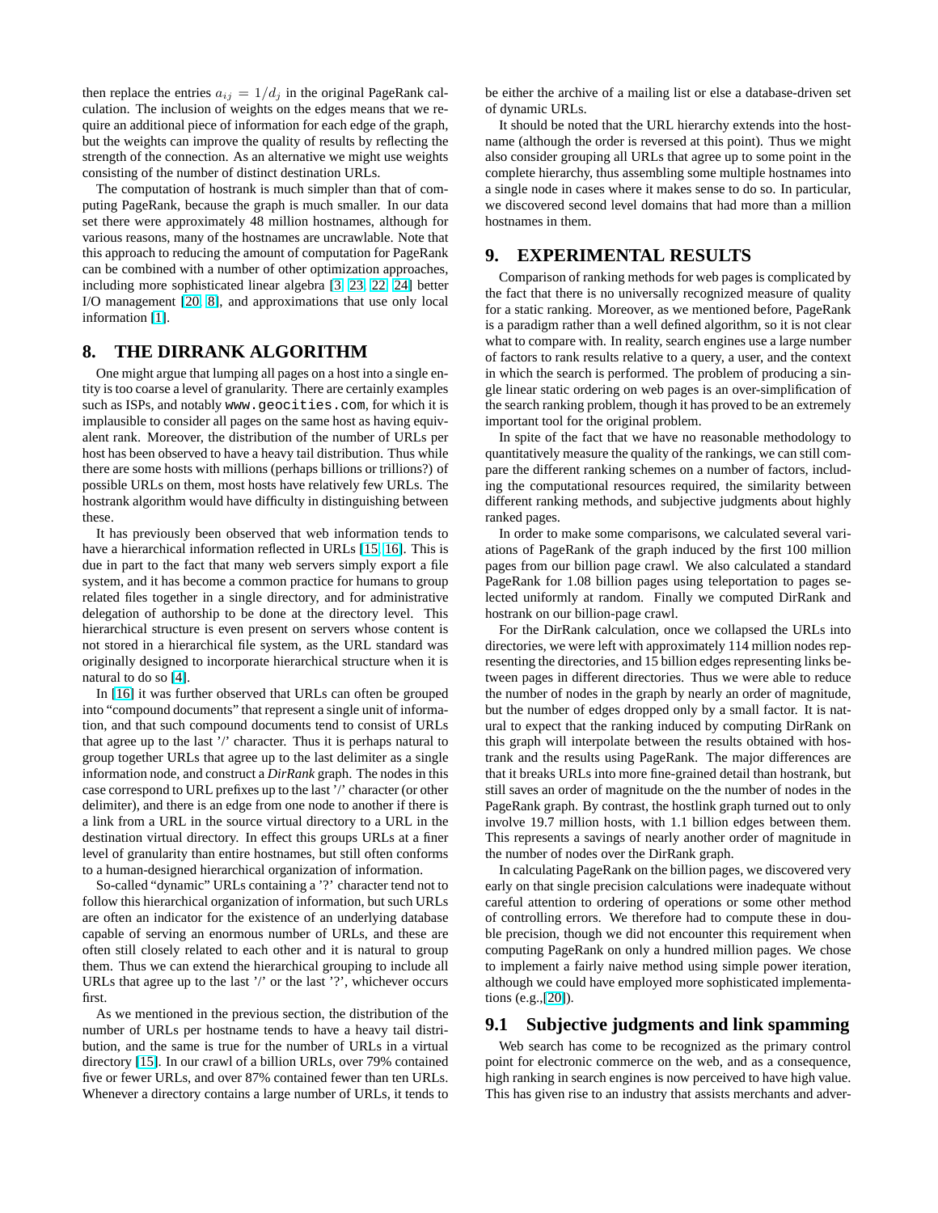then replace the entries $a_{ij} = 1/d_j$ in the original PageRank calculation. The inclusion of weights on the edges means that we require an additional piece of information for each edge of the graph, but the weights can improve the quality of results by reflecting the strength of the connection. As an alternative we might use weights consisting of the number of distinct destination URLs.

The computation of hostrank is much simpler than that of computing PageRank, because the graph is much smaller. In our data set there were approximately 48 million hostnames, although for various reasons, many of the hostnames are uncrawlable. Note that this approach to reducing the amount of computation for PageRank can be combined with a number of other optimization approaches, including more sophisticated linear algebra [3, 23, 22, 24] better I/O management [20, 8], and approximations that use only local information [1].

# 8. THE DIRRANK ALGORITHM

One might argue that lumping all pages on a host into a single entity is too coarse a level of granularity. There are certainly examples such as ISPs, and notably `www.geocities.com`, for which it is implausible to consider all pages on the same host as having equivalent rank. Moreover, the distribution of the number of URLs per host has been observed to have a heavy tail distribution. Thus while there are some hosts with millions (perhaps billions or trillions?) of possible URLs on them, most hosts have relatively few URLs. The hostrank algorithm would have difficulty in distinguishing between these.

It has previously been observed that web information tends to have a hierarchical information reflected in URLs [15, 16]. This is due in part to the fact that many web servers simply export a file system, and it has become a common practice for humans to group related files together in a single directory, and for administrative delegation of authorship to be done at the directory level. This hierarchical structure is even present on servers whose content is not stored in a hierarchical file system, as the URL standard was originally designed to incorporate hierarchical structure when it is natural to do so [4].

In [16] it was further observed that URLs can often be grouped into "compound documents" that represent a single unit of information, and that such compound documents tend to consist of URLs that agree up to the last '/' character. Thus it is perhaps natural to group together URLs that agree up to the last delimiter as a single information node, and construct a *DirRank* graph. The nodes in this case correspond to URL prefixes up to the last '/' character (or other delimiter), and there is an edge from one node to another if there is a link from a URL in the source virtual directory to a URL in the destination virtual directory. In effect this groups URLs at a finer level of granularity than entire hostnames, but still often conforms to a human-designed hierarchical organization of information.

So-called "dynamic" URLs containing a '?' character tend not to follow this hierarchical organization of information, but such URLs are often an indicator for the existence of an underlying database capable of serving an enormous number of URLs, and these are often still closely related to each other and it is natural to group them. Thus we can extend the hierarchical grouping to include all URLs that agree up to the last '/' or the last '?', whichever occurs first.

As we mentioned in the previous section, the distribution of the number of URLs per hostname tends to have a heavy tail distribution, and the same is true for the number of URLs in a virtual directory [15]. In our crawl of a billion URLs, over 79% contained five or fewer URLs, and over 87% contained fewer than ten URLs. Whenever a directory contains a large number of URLs, it tends to be either the archive of a mailing list or else a database-driven set of dynamic URLs.

It should be noted that the URL hierarchy extends into the hostname (although the order is reversed at this point). Thus we might also consider grouping all URLs that agree up to some point in the complete hierarchy, thus assembling some multiple hostnames into a single node in cases where it makes sense to do so. In particular, we discovered second level domains that had more than a million hostnames in them.

# 9. EXPERIMENTAL RESULTS

Comparison of ranking methods for web pages is complicated by the fact that there is no universally recognized measure of quality for a static ranking. Moreover, as we mentioned before, PageRank is a paradigm rather than a well defined algorithm, so it is not clear what to compare with. In reality, search engines use a large number of factors to rank results relative to a query, a user, and the context in which the search is performed. The problem of producing a single linear static ordering on web pages is an over-simplification of the search ranking problem, though it has proved to be an extremely important tool for the original problem.

In spite of the fact that we have no reasonable methodology to quantitatively measure the quality of the rankings, we can still compare the different ranking schemes on a number of factors, including the computational resources required, the similarity between different ranking methods, and subjective judgments about highly ranked pages.

In order to make some comparisons, we calculated several variations of PageRank of the graph induced by the first 100 million pages from our billion page crawl. We also calculated a standard PageRank for 1.08 billion pages using teleportation to pages selected uniformly at random. Finally we computed DirRank and hostrank on our billion-page crawl.

For the DirRank calculation, once we collapsed the URLs into directories, we were left with approximately 114 million nodes representing the directories, and 15 billion edges representing links between pages in different directories. Thus we were able to reduce the number of nodes in the graph by nearly an order of magnitude, but the number of edges dropped only by a small factor. It is natural to expect that the ranking induced by computing DirRank on this graph will interpolate between the results obtained with hostrank and the results using PageRank. The major differences are that it breaks URLs into more fine-grained detail than hostrank, but still saves an order of magnitude on the the number of nodes in the PageRank graph. By contrast, the hostlink graph turned out to only involve 19.7 million hosts, with 1.1 billion edges between them. This represents a savings of nearly another order of magnitude in the number of nodes over the DirRank graph.

In calculating PageRank on the billion pages, we discovered very early on that single precision calculations were inadequate without careful attention to ordering of operations or some other method of controlling errors. We therefore had to compute these in double precision, though we did not encounter this requirement when computing PageRank on only a hundred million pages. We chose to implement a fairly naive method using simple power iteration, although we could have employed more sophisticated implementations (e.g.,[20]).

## 9.1 Subjective judgments and link spamming

Web search has come to be recognized as the primary control point for electronic commerce on the web, and as a consequence, high ranking in search engines is now perceived to have high value. This has given rise to an industry that assists merchants and adver-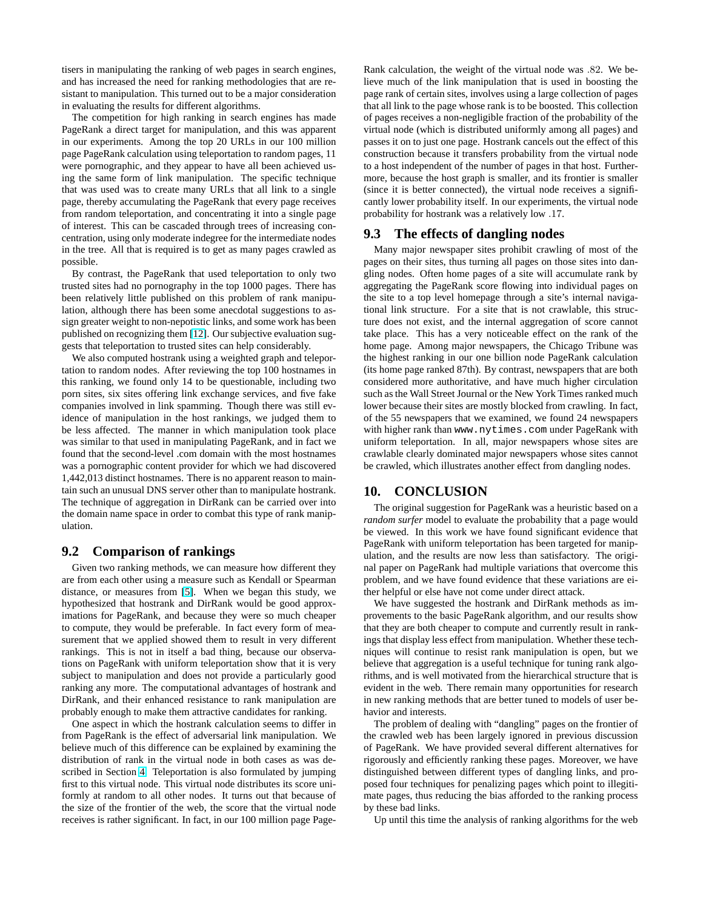tisers in manipulating the ranking of web pages in search engines, and has increased the need for ranking methodologies that are resistant to manipulation. This turned out to be a major consideration in evaluating the results for different algorithms.

The competition for high ranking in search engines has made PageRank a direct target for manipulation, and this was apparent in our experiments. Among the top 20 URLs in our 100 million page PageRank calculation using teleportation to random pages, 11 were pornographic, and they appear to have all been achieved using the same form of link manipulation. The specific technique that was used was to create many URLs that all link to a single page, thereby accumulating the PageRank that every page receives from random teleportation, and concentrating it into a single page of interest. This can be cascaded through trees of increasing concentration, using only moderate indegree for the intermediate nodes in the tree. All that is required is to get as many pages crawled as possible.

By contrast, the PageRank that used teleportation to only two trusted sites had no pornography in the top 1000 pages. There has been relatively little published on this problem of rank manipulation, although there has been some anecdotal suggestions to assign greater weight to non-nepotistic links, and some work has been published on recognizing them [12]. Our subjective evaluation suggests that teleportation to trusted sites can help considerably.

We also computed hostrank using a weighted graph and teleportation to random nodes. After reviewing the top 100 hostnames in this ranking, we found only 14 to be questionable, including two porn sites, six sites offering link exchange services, and five fake companies involved in link spamming. Though there was still evidence of manipulation in the host rankings, we judged them to be less affected. The manner in which manipulation took place was similar to that used in manipulating PageRank, and in fact we found that the second-level .com domain with the most hostnames was a pornographic content provider for which we had discovered 1,442,013 distinct hostnames. There is no apparent reason to maintain such an unusual DNS server other than to manipulate hostrank. The technique of aggregation in DirRank can be carried over into the domain name space in order to combat this type of rank manipulation.

## 9.2 Comparison of rankings

Given two ranking methods, we can measure how different they are from each other using a measure such as Kendall or Spearman distance, or measures from [5]. When we began this study, we hypothesized that hostrank and DirRank would be good approximations for PageRank, and because they were so much cheaper to compute, they would be preferable. In fact every form of measurement that we applied showed them to result in very different rankings. This is not in itself a bad thing, because our observations on PageRank with uniform teleportation show that it is very subject to manipulation and does not provide a particularly good ranking any more. The computational advantages of hostrank and DirRank, and their enhanced resistance to rank manipulation are probably enough to make them attractive candidates for ranking.

One aspect in which the hostrank calculation seems to differ in from PageRank is the effect of adversarial link manipulation. We believe much of this difference can be explained by examining the distribution of rank in the virtual node in both cases as was described in Section 4. Teleportation is also formulated by jumping first to this virtual node. This virtual node distributes its score uniformly at random to all other nodes. It turns out that because of the size of the frontier of the web, the score that the virtual node receives is rather significant. In fact, in our 100 million page PageRank calculation, the weight of the virtual node was $.82$. We believe much of the link manipulation that is used in boosting the page rank of certain sites, involves using a large collection of pages that all link to the page whose rank is to be boosted. This collection of pages receives a non-negligible fraction of the probability of the virtual node (which is distributed uniformly among all pages) and passes it on to just one page. Hostrank cancels out the effect of this construction because it transfers probability from the virtual node to a host independent of the number of pages in that host. Furthermore, because the host graph is smaller, and its frontier is smaller (since it is better connected), the virtual node receives a significantly lower probability itself. In our experiments, the virtual node probability for hostrank was a relatively low $.17$.

## 9.3 The effects of dangling nodes

Many major newspaper sites prohibit crawling of most of the pages on their sites, thus turning all pages on those sites into dangling nodes. Often home pages of a site will accumulate rank by aggregating the PageRank score flowing into individual pages on the site to a top level homepage through a site's internal navigational link structure. For a site that is not crawlable, this structure does not exist, and the internal aggregation of score cannot take place. This has a very noticeable effect on the rank of the home page. Among major newspapers, the Chicago Tribune was the highest ranking in our one billion node PageRank calculation (its home page ranked 87th). By contrast, newspapers that are both considered more authoritative, and have much higher circulation such as the Wall Street Journal or the New York Times ranked much lower because their sites are mostly blocked from crawling. In fact, of the 55 newspapers that we examined, we found 24 newspapers with higher rank than `www.nytimes.com` under PageRank with uniform teleportation. In all, major newspapers whose sites are crawlable clearly dominated major newspapers whose sites cannot be crawled, which illustrates another effect from dangling nodes.

# 10. CONCLUSION

The original suggestion for PageRank was a heuristic based on a *random surfer* model to evaluate the probability that a page would be viewed. In this work we have found significant evidence that PageRank with uniform teleportation has been targeted for manipulation, and the results are now less than satisfactory. The original paper on PageRank had multiple variations that overcome this problem, and we have found evidence that these variations are either helpful or else have not come under direct attack.

We have suggested the hostrank and DirRank methods as improvements to the basic PageRank algorithm, and our results show that they are both cheaper to compute and currently result in rankings that display less effect from manipulation. Whether these techniques will continue to resist rank manipulation is open, but we believe that aggregation is a useful technique for tuning rank algorithms, and is well motivated from the hierarchical structure that is evident in the web. There remain many opportunities for research in new ranking methods that are better tuned to models of user behavior and interests.

The problem of dealing with "dangling" pages on the frontier of the crawled web has been largely ignored in previous discussion of PageRank. We have provided several different alternatives for rigorously and efficiently ranking these pages. Moreover, we have distinguished between different types of dangling links, and proposed four techniques for penalizing pages which point to illegitimate pages, thus reducing the bias afforded to the ranking process by these bad links.

Up until this time the analysis of ranking algorithms for the web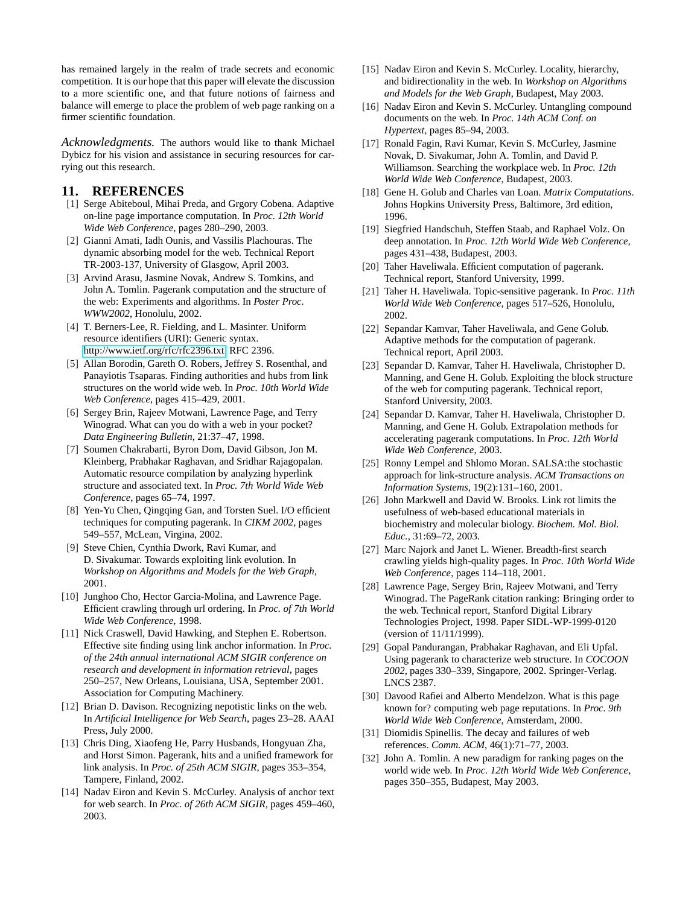has remained largely in the realm of trade secrets and economic competition. It is our hope that this paper will elevate the discussion to a more scientific one, and that future notions of fairness and balance will emerge to place the problem of web page ranking on a firmer scientific foundation.

*Acknowledgments.* The authors would like to thank Michael Dybicz for his vision and assistance in securing resources for carrying out this research.

## 11. REFERENCES

[1] Serge Abiteboul, Mihai Preda, and Grgory Cobena. Adaptive on-line page importance computation. In *Proc. 12th World Wide Web Conference*, pages 280–290, 2003.

[2] Gianni Amati, Iadh Ounis, and Vassilis Plachouras. The dynamic absorbing model for the web. Technical Report TR-2003-137, University of Glasgow, April 2003.

[3] Arvind Arasu, Jasmine Novak, Andrew S. Tomkins, and John A. Tomlin. Pagerank computation and the structure of the web: Experiments and algorithms. In *Poster Proc. WWW2002*, Honolulu, 2002.

[4] T. Berners-Lee, R. Fielding, and L. Masinter. Uniform resource identifiers (URI): Generic syntax. http://www.ietf.org/rfc/rfc2396.txt, RFC 2396.

[5] Allan Borodin, Gareth O. Robers, Jeffrey S. Rosenthal, and Panayiotis Tsaparas. Finding authorities and hubs from link structures on the world wide web. In *Proc. 10th World Wide Web Conference*, pages 415–429, 2001.

[6] Sergey Brin, Rajeev Motwani, Lawrence Page, and Terry Winograd. What can you do with a web in your pocket? *Data Engineering Bulletin*, 21:37–47, 1998.

[7] Soumen Chakrabarti, Byron Dom, David Gibson, Jon M. Kleinberg, Prabhakar Raghavan, and Sridhar Rajagopalan. Automatic resource compilation by analyzing hyperlink structure and associated text. In *Proc. 7th World Wide Web Conference*, pages 65–74, 1997.

[8] Yen-Yu Chen, Qingqing Gan, and Torsten Suel. I/O efficient techniques for computing pagerank. In *CIKM 2002*, pages 549–557, McLean, Virgina, 2002.

[9] Steve Chien, Cynthia Dwork, Ravi Kumar, and D. Sivakumar. Towards exploiting link evolution. In *Workshop on Algorithms and Models for the Web Graph*, 2001.

[10] Junghoo Cho, Hector Garcia-Molina, and Lawrence Page. Efficient crawling through url ordering. In *Proc. of 7th World Wide Web Conference*, 1998.

[11] Nick Craswell, David Hawking, and Stephen E. Robertson. Effective site finding using link anchor information. In *Proc. of the 24th annual international ACM SIGIR conference on research and development in information retrieval*, pages 250–257, New Orleans, Louisiana, USA, September 2001. Association for Computing Machinery.

[12] Brian D. Davison. Recognizing nepotistic links on the web. In *Artificial Intelligence for Web Search*, pages 23–28. AAAI Press, July 2000.

[13] Chris Ding, Xiaofeng He, Parry Husbands, Hongyuan Zha, and Horst Simon. Pagerank, hits and a unified framework for link analysis. In *Proc. of 25th ACM SIGIR*, pages 353–354, Tampere, Finland, 2002.

[14] Nadav Eiron and Kevin S. McCurley. Analysis of anchor text for web search. In *Proc. of 26th ACM SIGIR*, pages 459–460, 2003.

[15] Nadav Eiron and Kevin S. McCurley. Locality, hierarchy, and bidirectionality in the web. In *Workshop on Algorithms and Models for the Web Graph*, Budapest, May 2003.

[16] Nadav Eiron and Kevin S. McCurley. Untangling compound documents on the web. In *Proc. 14th ACM Conf. on Hypertext*, pages 85–94, 2003.

[17] Ronald Fagin, Ravi Kumar, Kevin S. McCurley, Jasmine Novak, D. Sivakumar, John A. Tomlin, and David P. Williamson. Searching the workplace web. In *Proc. 12th World Wide Web Conference*, Budapest, 2003.

[18] Gene H. Golub and Charles van Loan. *Matrix Computations*. Johns Hopkins University Press, Baltimore, 3rd edition, 1996.

[19] Siegfried Handschuh, Steffen Staab, and Raphael Volz. On deep annotation. In *Proc. 12th World Wide Web Conference*, pages 431–438, Budapest, 2003.

[20] Taher Haveliwala. Efficient computation of pagerank. Technical report, Stanford University, 1999.

[21] Taher H. Haveliwala. Topic-sensitive pagerank. In *Proc. 11th World Wide Web Conference*, pages 517–526, Honolulu, 2002.

[22] Sepandar Kamvar, Taher Haveliwala, and Gene Golub. Adaptive methods for the computation of pagerank. Technical report, April 2003.

[23] Sepandar D. Kamvar, Taher H. Haveliwala, Christopher D. Manning, and Gene H. Golub. Exploiting the block structure of the web for computing pagerank. Technical report, Stanford University, 2003.

[24] Sepandar D. Kamvar, Taher H. Haveliwala, Christopher D. Manning, and Gene H. Golub. Extrapolation methods for accelerating pagerank computations. In *Proc. 12th World Wide Web Conference*, 2003.

[25] Ronny Lempel and Shlomo Moran. SALSA:the stochastic approach for link-structure analysis. *ACM Transactions on Information Systems*, 19(2):131–160, 2001.

[26] John Markwell and David W. Brooks. Link rot limits the usefulness of web-based educational materials in biochemistry and molecular biology. *Biochem. Mol. Biol. Educ.*, 31:69–72, 2003.

[27] Marc Najork and Janet L. Wiener. Breadth-first search crawling yields high-quality pages. In *Proc. 10th World Wide Web Conference*, pages 114–118, 2001.

[28] Lawrence Page, Sergey Brin, Rajeev Motwani, and Terry Winograd. The PageRank citation ranking: Bringing order to the web. Technical report, Stanford Digital Library Technologies Project, 1998. Paper SIDL-WP-1999-0120 (version of 11/11/1999).

[29] Gopal Pandurangan, Prabhakar Raghavan, and Eli Upfal. Using pagerank to characterize web structure. In *COCOON 2002*, pages 330–339, Singapore, 2002. Springer-Verlag. LNCS 2387.

[30] Davood Rafiei and Alberto Mendelzon. What is this page known for? computing web page reputations. In *Proc. 9th World Wide Web Conference*, Amsterdam, 2000.

[31] Diomidis Spinellis. The decay and failures of web references. *Comm. ACM*, 46(1):71–77, 2003.

[32] John A. Tomlin. A new paradigm for ranking pages on the world wide web. In *Proc. 12th World Wide Web Conference*, pages 350–355, Budapest, May 2003.